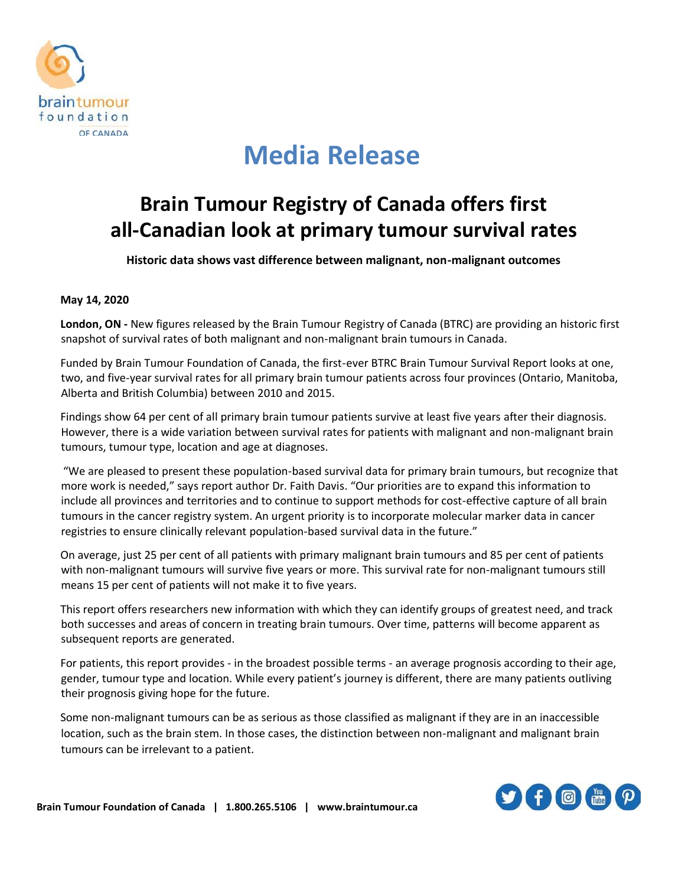# Media Release

## Brain Tumour Registry of Canada offers first all-Canadian look at primary tumour survival rates

**Historic data shows vast difference between malignant, non-malignant outcomes**

**May 14, 2020**

**London, ON -** New figures released by the Brain Tumour Registry of Canada (BTRC) are providing an historic first snapshot of survival rates of both malignant and non-malignant brain tumours in Canada.

Funded by Brain Tumour Foundation of Canada, the first-ever BTRC Brain Tumour Survival Report looks at one, two, and five-year survival rates for all primary brain tumour patients across four provinces (Ontario, Manitoba, Alberta and British Columbia) between 2010 and 2015.

Findings show 64 per cent of all primary brain tumour patients survive at least five years after their diagnosis. However, there is a wide variation between survival rates for patients with malignant and non-malignant brain tumours, tumour type, location and age at diagnoses.

"We are pleased to present these population-based survival data for primary brain tumours, but recognize that more work is needed," says report author Dr. Faith Davis. "Our priorities are to expand this information to include all provinces and territories and to continue to support methods for cost-effective capture of all brain tumours in the cancer registry system. An urgent priority is to incorporate molecular marker data in cancer registries to ensure clinically relevant population-based survival data in the future."

On average, just 25 per cent of all patients with primary malignant brain tumours and 85 per cent of patients with non-malignant tumours will survive five years or more. This survival rate for non-malignant tumours still means 15 per cent of patients will not make it to five years.

This report offers researchers new information with which they can identify groups of greatest need, and track both successes and areas of concern in treating brain tumours. Over time, patterns will become apparent as subsequent reports are generated.

For patients, this report provides - in the broadest possible terms - an average prognosis according to their age, gender, tumour type and location. While every patient's journey is different, there are many patients outliving their prognosis giving hope for the future.

Some non-malignant tumours can be as serious as those classified as malignant if they are in an inaccessible location, such as the brain stem. In those cases, the distinction between non-malignant and malignant brain tumours can be irrelevant to a patient.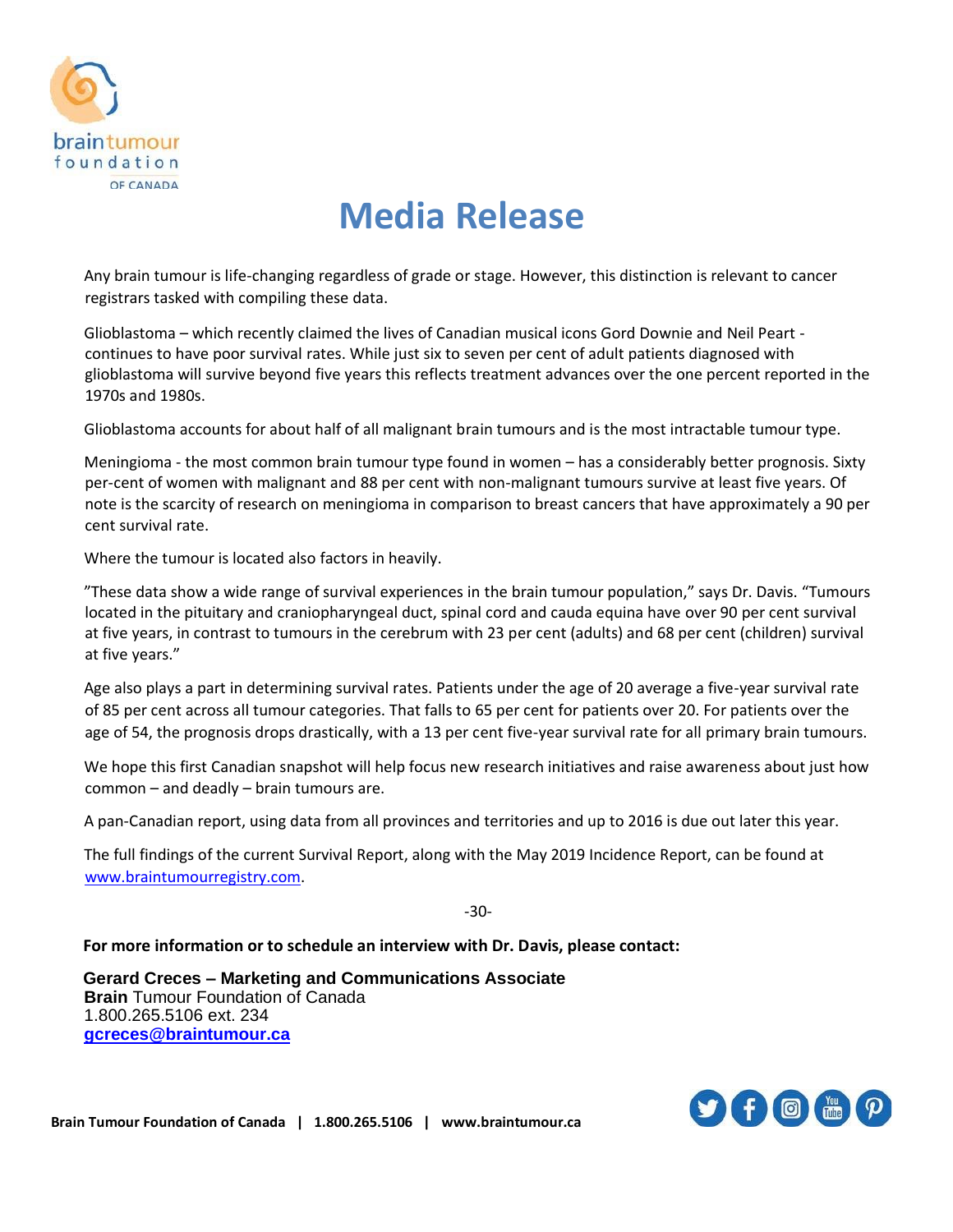# Media Release

Any brain tumour is life-changing regardless of grade or stage. However, this distinction is relevant to cancer registrars tasked with compiling these data.

Glioblastoma – which recently claimed the lives of Canadian musical icons Gord Downie and Neil Peart - continues to have poor survival rates. While just six to seven per cent of adult patients diagnosed with glioblastoma will survive beyond five years this reflects treatment advances over the one percent reported in the 1970s and 1980s.

Glioblastoma accounts for about half of all malignant brain tumours and is the most intractable tumour type.

Meningioma - the most common brain tumour type found in women – has a considerably better prognosis. Sixty per-cent of women with malignant and 88 per cent with non-malignant tumours survive at least five years. Of note is the scarcity of research on meningioma in comparison to breast cancers that have approximately a 90 per cent survival rate.

Where the tumour is located also factors in heavily.

"These data show a wide range of survival experiences in the brain tumour population," says Dr. Davis. "Tumours located in the pituitary and craniopharyngeal duct, spinal cord and cauda equina have over 90 per cent survival at five years, in contrast to tumours in the cerebrum with 23 per cent (adults) and 68 per cent (children) survival at five years."

Age also plays a part in determining survival rates. Patients under the age of 20 average a five-year survival rate of 85 per cent across all tumour categories. That falls to 65 per cent for patients over 20. For patients over the age of 54, the prognosis drops drastically, with a 13 per cent five-year survival rate for all primary brain tumours.

We hope this first Canadian snapshot will help focus new research initiatives and raise awareness about just how common – and deadly – brain tumours are.

A pan-Canadian report, using data from all provinces and territories and up to 2016 is due out later this year.

The full findings of the current Survival Report, along with the May 2019 Incidence Report, can be found at [www.braintumourregistry.com](http://www.braintumourregistry.com).

-30-

**For more information or to schedule an interview with Dr. Davis, please contact:**

**Gerard Creces – Marketing and Communications Associate**
**Brain** Tumour Foundation of Canada
1.800.265.5106 ext. 234
**[gcreces@braintumour.ca](mailto:gcreces@braintumour.ca)**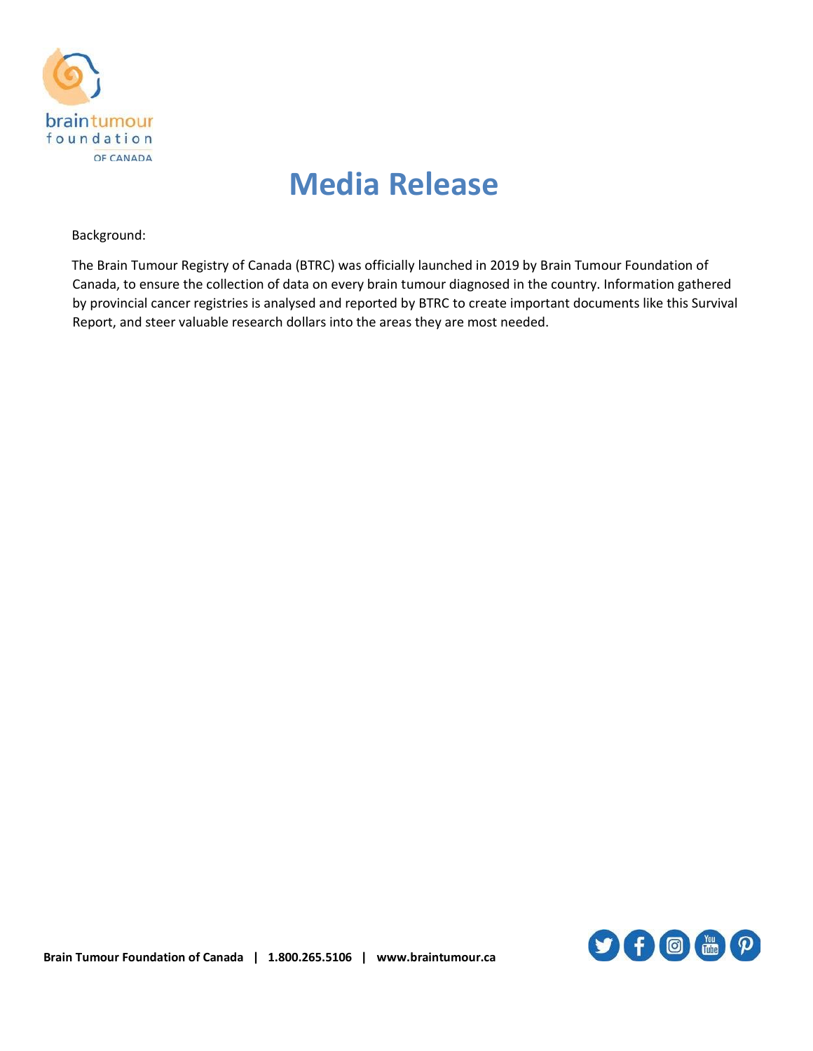# Media Release

Background:

The Brain Tumour Registry of Canada (BTRC) was officially launched in 2019 by Brain Tumour Foundation of Canada, to ensure the collection of data on every brain tumour diagnosed in the country. Information gathered by provincial cancer registries is analysed and reported by BTRC to create important documents like this Survival Report, and steer valuable research dollars into the areas they are most needed.